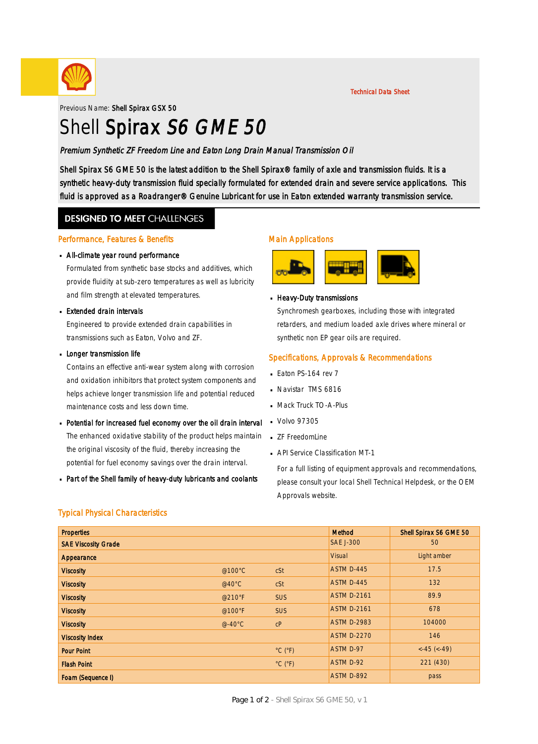Technical Data Sheet

Previous Name: **Shell Spirax GSX 50**

# Shell **Spirax** *S6 GME 50*

*Premium Synthetic ZF Freedom Line and Eaton Long Drain Manual Transmission Oil*

Shell Spirax S6 GME 50 is the latest addition to the Shell Spirax® family of axle and transmission fluids. It is a synthetic heavy-duty transmission fluid specially formulated for extended drain and severe service applications. This fluid is approved as a Roadranger® Genuine Lubricant for use in Eaton extended warranty transmission service.

## DESIGNED TO MEET CHALLENGES

### Performance, Features & Benefits

- **All-climate year round performance**
  Formulated from synthetic base stocks and additives, which provide fluidity at sub-zero temperatures as well as lubricity and film strength at elevated temperatures.
- **Extended drain intervals**
  Engineered to provide extended drain capabilities in transmissions such as Eaton, Volvo and ZF.
- **Longer transmission life**
  Contains an effective anti-wear system along with corrosion and oxidation inhibitors that protect system components and helps achieve longer transmission life and potential reduced maintenance costs and less down time.
- **Potential for increased fuel economy over the oil drain interval**
  The enhanced oxidative stability of the product helps maintain the original viscosity of the fluid, thereby increasing the potential for fuel economy savings over the drain interval.
- **Part of the Shell family of heavy-duty lubricants and coolants**

### Main Applications

- **Heavy-Duty transmissions**
  Synchromesh gearboxes, including those with integrated retarders, and medium loaded axle drives where mineral or synthetic non EP gear oils are required.

### Specifications, Approvals & Recommendations

- Eaton PS-164 rev 7
- Navistar TMS 6816
- Mack Truck TO-A-Plus
- Volvo 97305
- ZF FreedomLine
- API Service Classification MT-1

For a full listing of equipment approvals and recommendations, please consult your local Shell Technical Helpdesk, or the OEM Approvals website.

### Typical Physical Characteristics

| Properties | | | Method | Shell Spirax S6 GME 50 |
|---|---|---|---|---|
| SAE Viscosity Grade | | | SAE J-300 | 50 |
| Appearance | | | Visual | Light amber |
| Viscosity | @100°C | cSt | ASTM D-445 | 17.5 |
| Viscosity | @40°C | cSt | ASTM D-445 | 132 |
| Viscosity | @210°F | SUS | ASTM D-2161 | 89.9 |
| Viscosity | @100°F | SUS | ASTM D-2161 | 678 |
| Viscosity | @-40°C | cP | ASTM D-2983 | 104000 |
| Viscosity Index | | | ASTM D-2270 | 146 |
| Pour Point | | °C (°F) | ASTM D-97 | <-45 (<-49) |
| Flash Point | | °C (°F) | ASTM D-92 | 221 (430) |
| Foam (Sequence I) | | | ASTM D-892 | pass |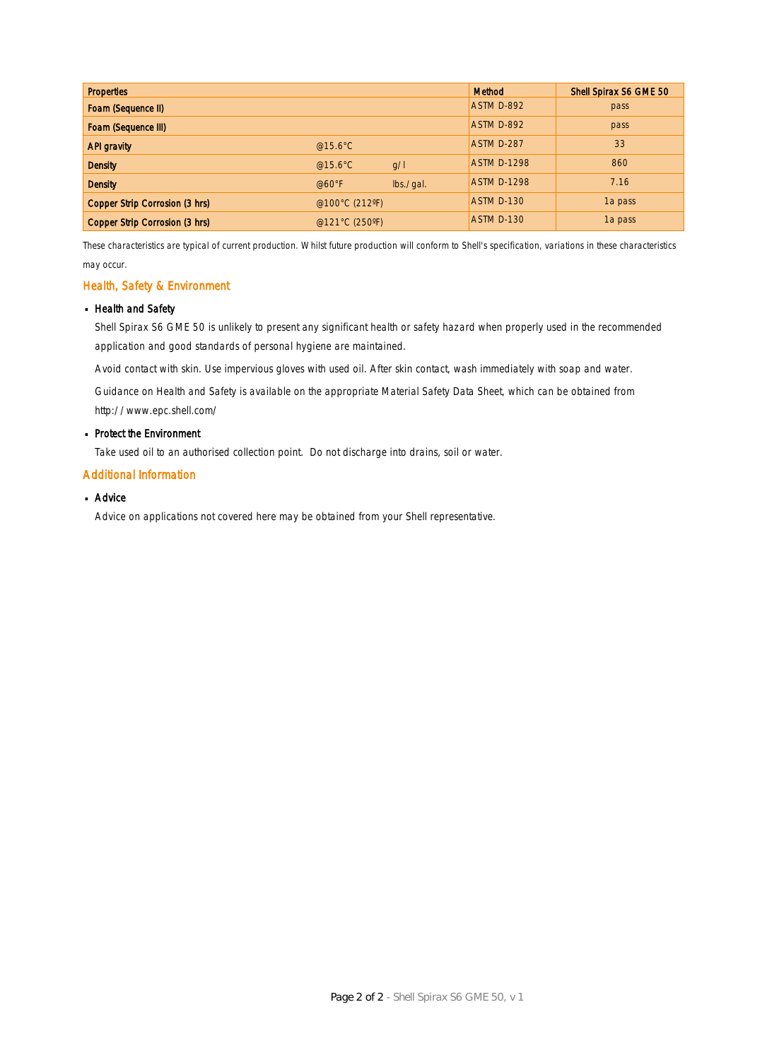| Properties | | | Method | Shell Spirax S6 GME 50 |
|---|---|---|---|---|
| Foam (Sequence II) | | | ASTM D-892 | pass |
| Foam (Sequence III) | | | ASTM D-892 | pass |
| API gravity | @15.6°C | | ASTM D-287 | 33 |
| Density | @15.6°C | g/l | ASTM D-1298 | 860 |
| Density | @60°F | lbs./gal. | ASTM D-1298 | 7.16 |
| Copper Strip Corrosion (3 hrs) | @100°C (212ºF) | | ASTM D-130 | 1a pass |
| Copper Strip Corrosion (3 hrs) | @121°C (250ºF) | | ASTM D-130 | 1a pass |

These characteristics are typical of current production. Whilst future production will conform to Shell's specification, variations in these characteristics may occur.

## Health, Safety & Environment

- **Health and Safety**

  Shell Spirax S6 GME 50 is unlikely to present any significant health or safety hazard when properly used in the recommended application and good standards of personal hygiene are maintained.

  Avoid contact with skin. Use impervious gloves with used oil. After skin contact, wash immediately with soap and water.

  Guidance on Health and Safety is available on the appropriate Material Safety Data Sheet, which can be obtained from http://www.epc.shell.com/

- **Protect the Environment**

  Take used oil to an authorised collection point. Do not discharge into drains, soil or water.

## Additional Information

- **Advice**

  Advice on applications not covered here may be obtained from your Shell representative.